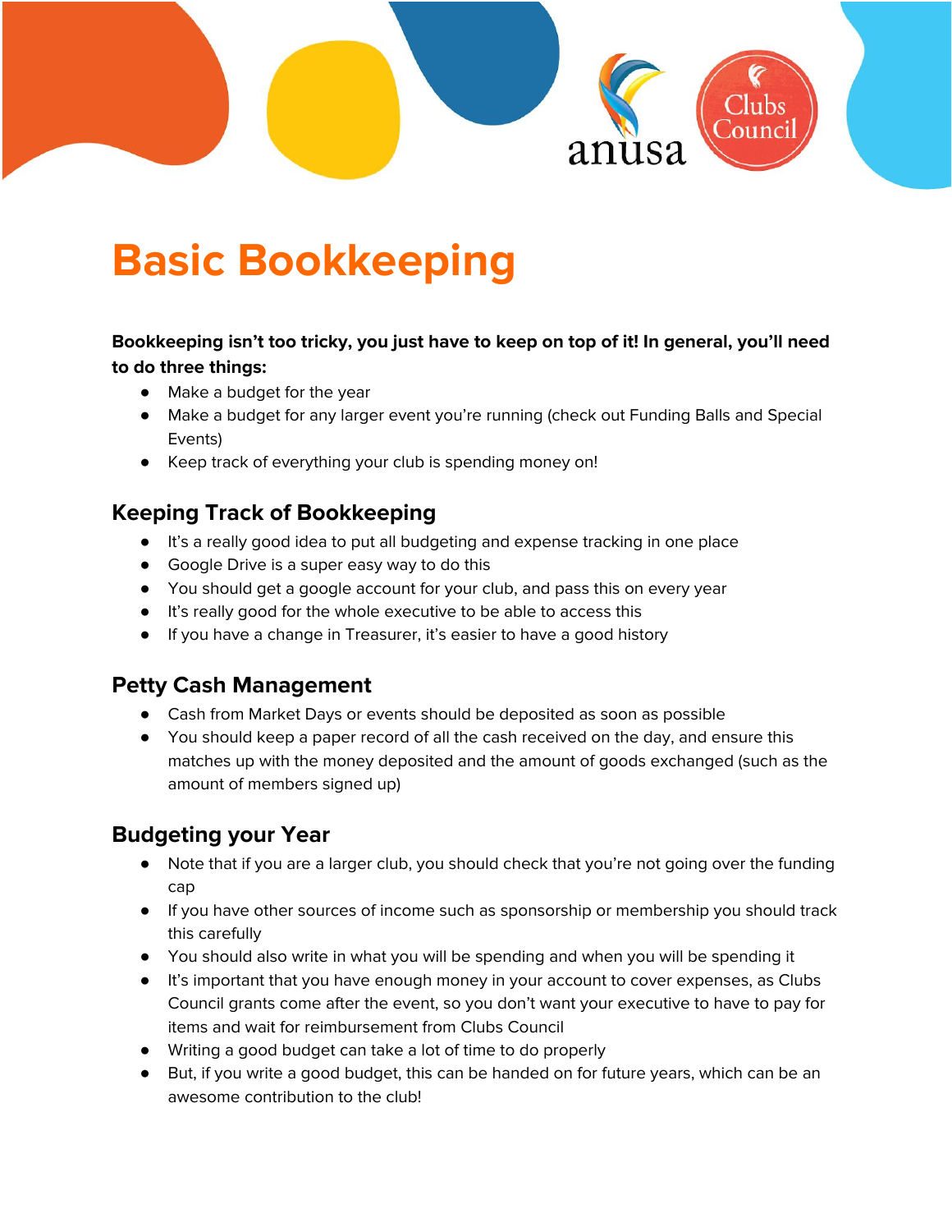# Basic Bookkeeping

**Bookkeeping isn't too tricky, you just have to keep on top of it! In general, you'll need to do three things:**

- Make a budget for the year
- Make a budget for any larger event you're running (check out Funding Balls and Special Events)
- Keep track of everything your club is spending money on!

## Keeping Track of Bookkeeping

- It's a really good idea to put all budgeting and expense tracking in one place
- Google Drive is a super easy way to do this
- You should get a google account for your club, and pass this on every year
- It's really good for the whole executive to be able to access this
- If you have a change in Treasurer, it's easier to have a good history

## Petty Cash Management

- Cash from Market Days or events should be deposited as soon as possible
- You should keep a paper record of all the cash received on the day, and ensure this matches up with the money deposited and the amount of goods exchanged (such as the amount of members signed up)

## Budgeting your Year

- Note that if you are a larger club, you should check that you're not going over the funding cap
- If you have other sources of income such as sponsorship or membership you should track this carefully
- You should also write in what you will be spending and when you will be spending it
- It's important that you have enough money in your account to cover expenses, as Clubs Council grants come after the event, so you don't want your executive to have to pay for items and wait for reimbursement from Clubs Council
- Writing a good budget can take a lot of time to do properly
- But, if you write a good budget, this can be handed on for future years, which can be an awesome contribution to the club!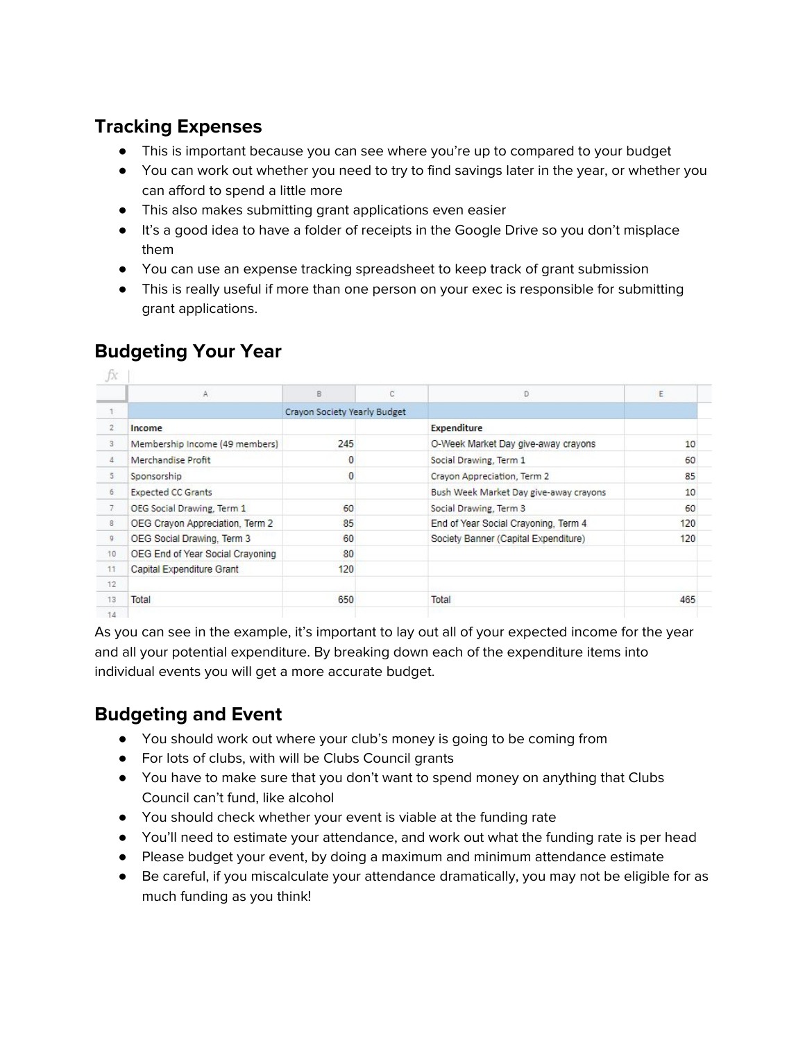## Tracking Expenses

- This is important because you can see where you're up to compared to your budget
- You can work out whether you need to try to find savings later in the year, or whether you can afford to spend a little more
- This also makes submitting grant applications even easier
- It's a good idea to have a folder of receipts in the Google Drive so you don't misplace them
- You can use an expense tracking spreadsheet to keep track of grant submission
- This is really useful if more than one person on your exec is responsible for submitting grant applications.

## Budgeting Your Year

| | | | |
|---|---|---|---|
| Crayon Society Yearly Budget | | | |
| **Income** | | **Expenditure** | |
| Membership Income (49 members) | 245 | O-Week Market Day give-away crayons | 10 |
| Merchandise Profit | 0 | Social Drawing, Term 1 | 60 |
| Sponsorship | 0 | Crayon Appreciation, Term 2 | 85 |
| Expected CC Grants | | Bush Week Market Day give-away crayons | 10 |
| OEG Social Drawing, Term 1 | 60 | Social Drawing, Term 3 | 60 |
| OEG Crayon Appreciation, Term 2 | 85 | End of Year Social Crayoning, Term 4 | 120 |
| OEG Social Drawing, Term 3 | 60 | Society Banner (Capital Expenditure) | 120 |
| OEG End of Year Social Crayoning | 80 | | |
| Capital Expenditure Grant | 120 | | |
| | | | |
| Total | 650 | Total | 465 |

As you can see in the example, it's important to lay out all of your expected income for the year and all your potential expenditure. By breaking down each of the expenditure items into individual events you will get a more accurate budget.

## Budgeting and Event

- You should work out where your club's money is going to be coming from
- For lots of clubs, with will be Clubs Council grants
- You have to make sure that you don't want to spend money on anything that Clubs Council can't fund, like alcohol
- You should check whether your event is viable at the funding rate
- You'll need to estimate your attendance, and work out what the funding rate is per head
- Please budget your event, by doing a maximum and minimum attendance estimate
- Be careful, if you miscalculate your attendance dramatically, you may not be eligible for as much funding as you think!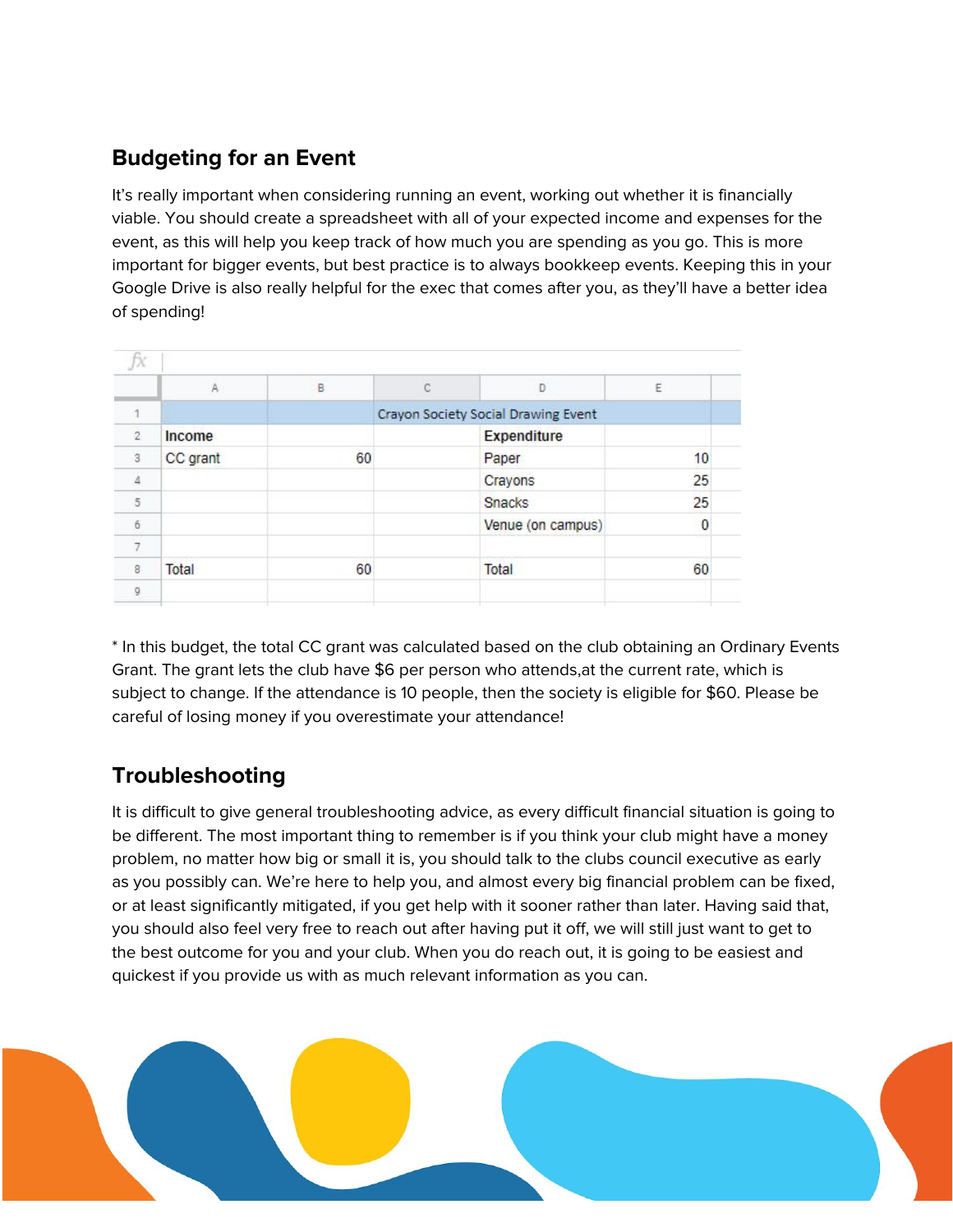## Budgeting for an Event

It's really important when considering running an event, working out whether it is financially viable. You should create a spreadsheet with all of your expected income and expenses for the event, as this will help you keep track of how much you are spending as you go. This is more important for bigger events, but best practice is to always bookkeep events. Keeping this in your Google Drive is also really helpful for the exec that comes after you, as they'll have a better idea of spending!

| Crayon Society Social Drawing Event | | | | |
|---|---|---|---|---|
| **Income** | | | **Expenditure** | |
| CC grant | 60 | | Paper | 10 |
| | | | Crayons | 25 |
| | | | Snacks | 25 |
| | | | Venue (on campus) | 0 |
| | | | | |
| Total | 60 | | Total | 60 |

* In this budget, the total CC grant was calculated based on the club obtaining an Ordinary Events Grant. The grant lets the club have $6 per person who attends,at the current rate, which is subject to change. If the attendance is 10 people, then the society is eligible for $60. Please be careful of losing money if you overestimate your attendance!

## Troubleshooting

It is difficult to give general troubleshooting advice, as every difficult financial situation is going to be different. The most important thing to remember is if you think your club might have a money problem, no matter how big or small it is, you should talk to the clubs council executive as early as you possibly can. We're here to help you, and almost every big financial problem can be fixed, or at least significantly mitigated, if you get help with it sooner rather than later. Having said that, you should also feel very free to reach out after having put it off, we will still just want to get to the best outcome for you and your club. When you do reach out, it is going to be easiest and quickest if you provide us with as much relevant information as you can.